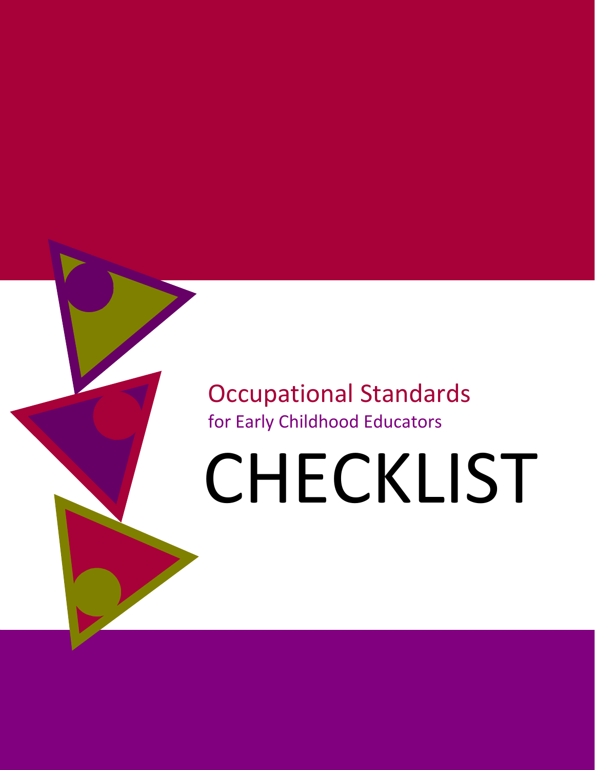# Occupational Standards

## for Early Childhood Educators

# CHECKLIST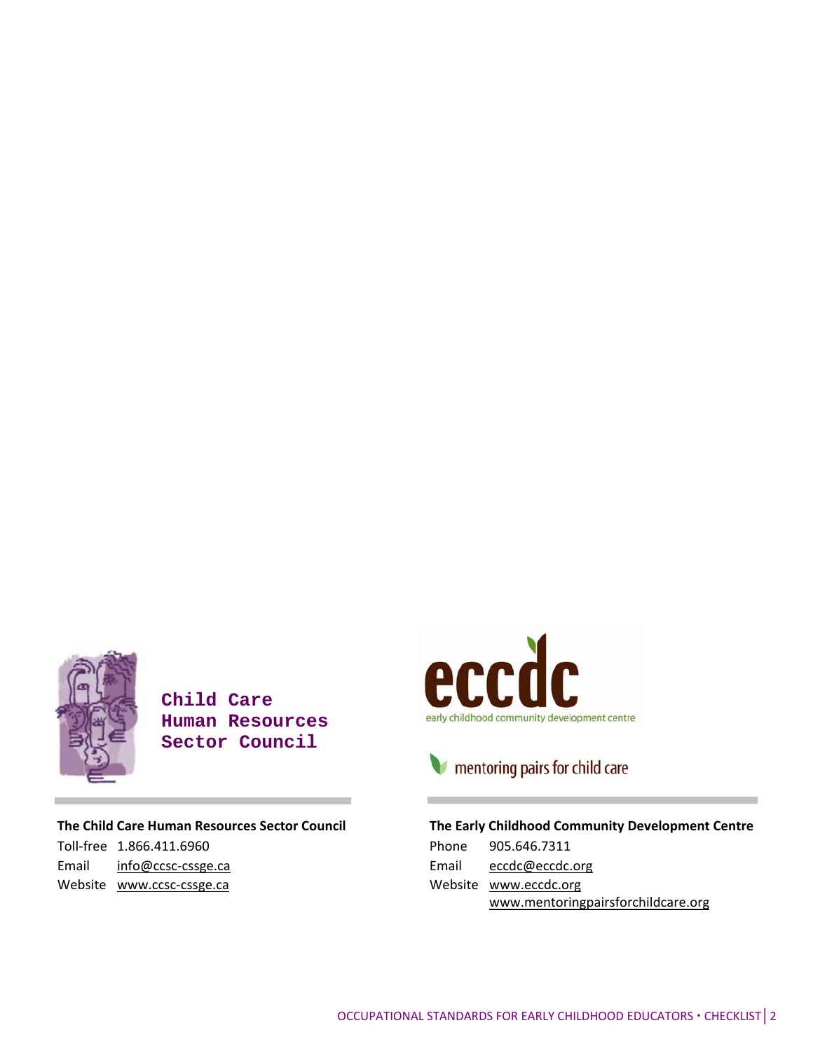Child Care
Human Resources
Sector Council

eccdc
early childhood community development centre

mentoring pairs for child care

**The Child Care Human Resources Sector Council**

Toll-free 1.866.411.6960
Email info@ccsc-cssge.ca
Website www.ccsc-cssge.ca

**The Early Childhood Community Development Centre**

Phone 905.646.7311
Email eccdc@eccdc.org
Website www.eccdc.org
www.mentoringpairsforchildcare.org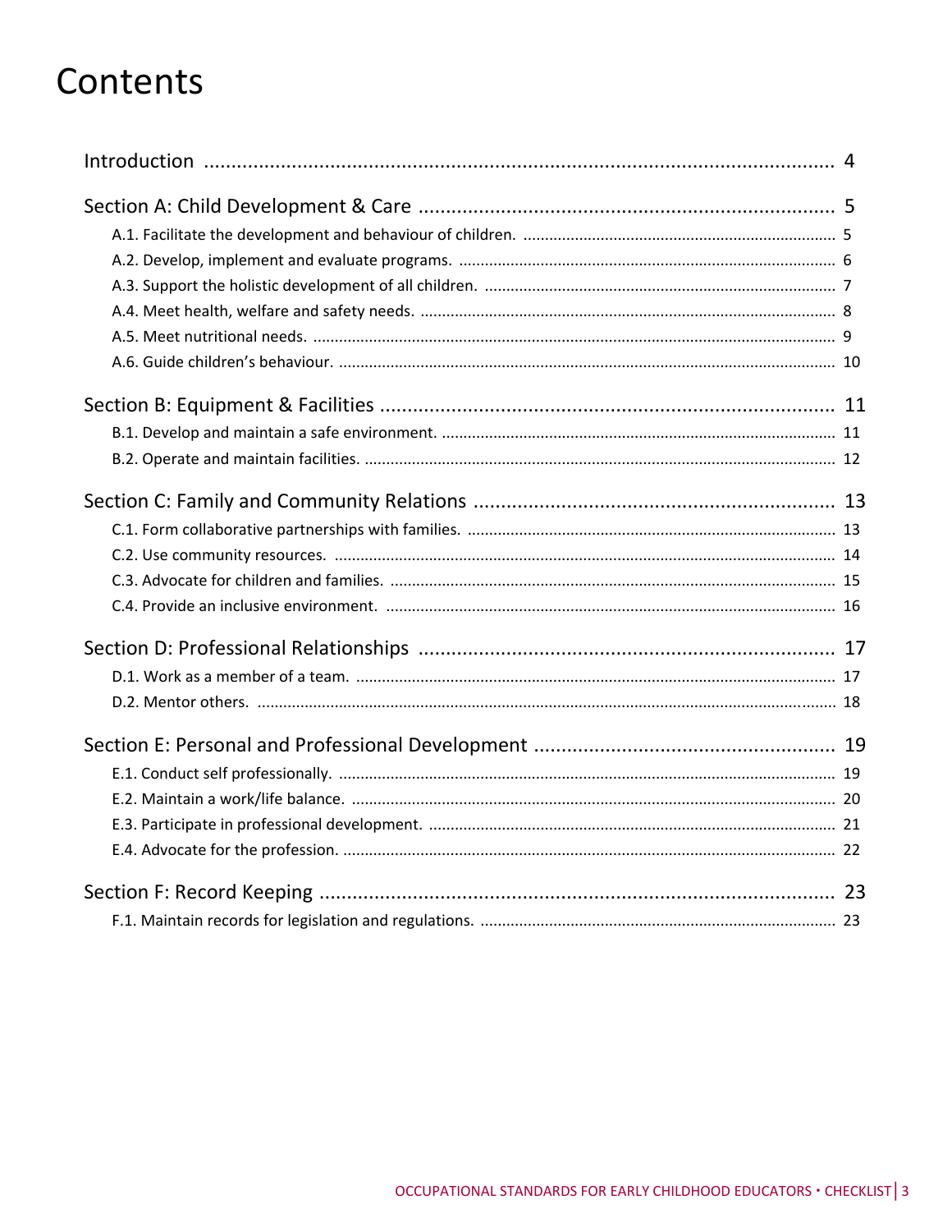# Contents

Introduction ........................................................................................................... 4

Section A: Child Development & Care ............................................................... 5

- A.1. Facilitate the development and behaviour of children. ........................................ 5
- A.2. Develop, implement and evaluate programs. ........................................................ 6
- A.3. Support the holistic development of all children. .................................................. 7
- A.4. Meet health, welfare and safety needs. ................................................................. 8
- A.5. Meet nutritional needs. ........................................................................................ 9
- A.6. Guide children's behaviour. ................................................................................. 10

Section B: Equipment & Facilities ...................................................................... 11

- B.1. Develop and maintain a safe environment. .......................................................... 11
- B.2. Operate and maintain facilities. ........................................................................... 12

Section C: Family and Community Relations .................................................... 13

- C.1. Form collaborative partnerships with families. ..................................................... 13
- C.2. Use community resources. .................................................................................. 14
- C.3. Advocate for children and families. ..................................................................... 15
- C.4. Provide an inclusive environment. ....................................................................... 16

Section D: Professional Relationships ............................................................... 17

- D.1. Work as a member of a team. ............................................................................. 17
- D.2. Mentor others. ................................................................................................... 18

Section E: Personal and Professional Development ......................................... 19

- E.1. Conduct self professionally. ................................................................................ 19
- E.2. Maintain a work/life balance. .............................................................................. 20
- E.3. Participate in professional development. ............................................................. 21
- E.4. Advocate for the profession. ............................................................................... 22

Section F: Record Keeping .................................................................................. 23

- F.1. Maintain records for legislation and regulations. ................................................. 23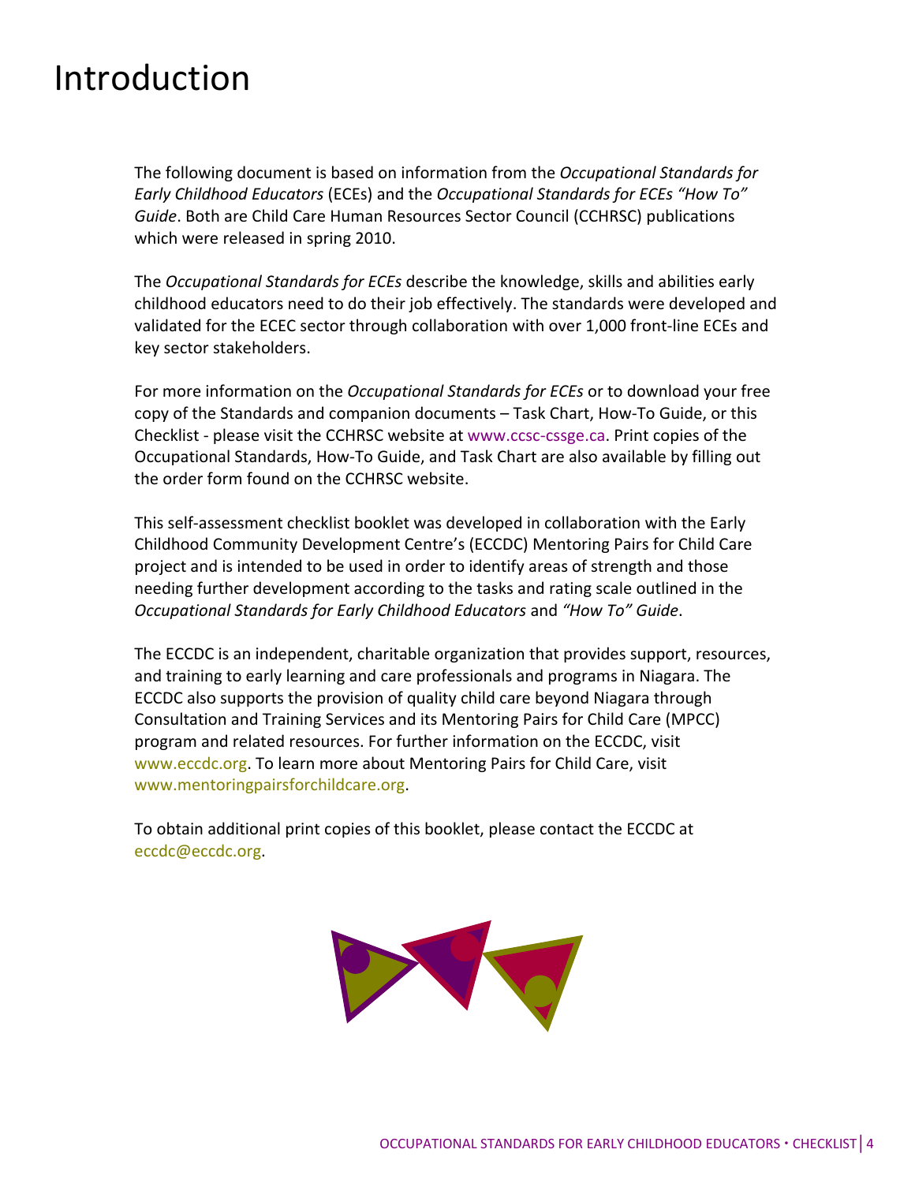# Introduction

The following document is based on information from the *Occupational Standards for Early Childhood Educators* (ECEs) and the *Occupational Standards for ECEs "How To" Guide*. Both are Child Care Human Resources Sector Council (CCHRSC) publications which were released in spring 2010.

The *Occupational Standards for ECEs* describe the knowledge, skills and abilities early childhood educators need to do their job effectively. The standards were developed and validated for the ECEC sector through collaboration with over 1,000 front-line ECEs and key sector stakeholders.

For more information on the *Occupational Standards for ECEs* or to download your free copy of the Standards and companion documents – Task Chart, How-To Guide, or this Checklist - please visit the CCHRSC website at www.ccsc-cssge.ca. Print copies of the Occupational Standards, How-To Guide, and Task Chart are also available by filling out the order form found on the CCHRSC website.

This self-assessment checklist booklet was developed in collaboration with the Early Childhood Community Development Centre's (ECCDC) Mentoring Pairs for Child Care project and is intended to be used in order to identify areas of strength and those needing further development according to the tasks and rating scale outlined in the *Occupational Standards for Early Childhood Educators* and *"How To" Guide*.

The ECCDC is an independent, charitable organization that provides support, resources, and training to early learning and care professionals and programs in Niagara. The ECCDC also supports the provision of quality child care beyond Niagara through Consultation and Training Services and its Mentoring Pairs for Child Care (MPCC) program and related resources. For further information on the ECCDC, visit www.eccdc.org. To learn more about Mentoring Pairs for Child Care, visit www.mentoringpairsforchildcare.org.

To obtain additional print copies of this booklet, please contact the ECCDC at eccdc@eccdc.org.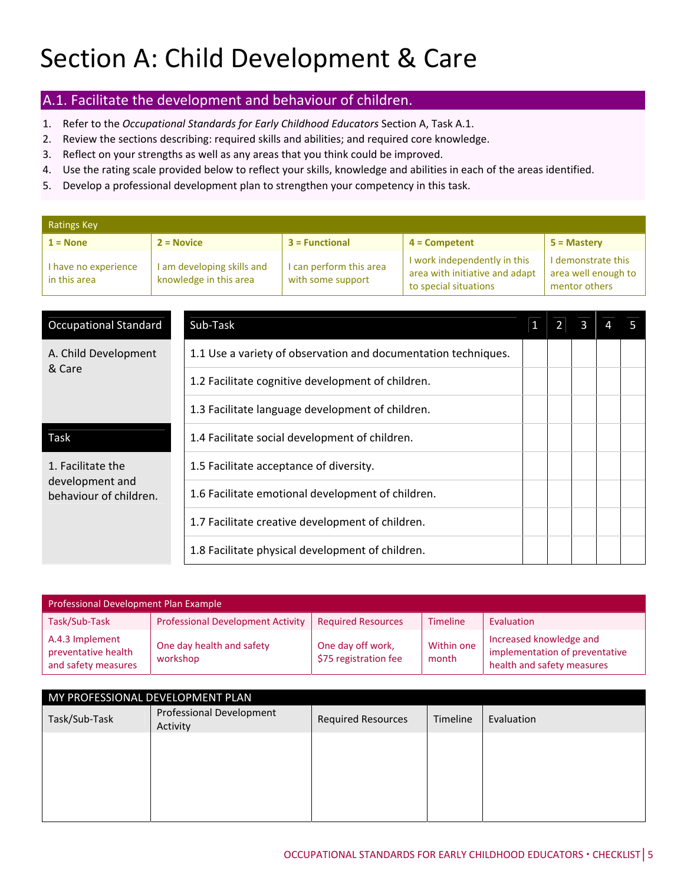# Section A: Child Development & Care

## A.1. Facilitate the development and behaviour of children.

1. Refer to the *Occupational Standards for Early Childhood Educators* Section A, Task A.1.
2. Review the sections describing: required skills and abilities; and required core knowledge.
3. Reflect on your strengths as well as any areas that you think could be improved.
4. Use the rating scale provided below to reflect your skills, knowledge and abilities in each of the areas identified.
5. Develop a professional development plan to strengthen your competency in this task.

| Ratings Key | | | | |
|---|---|---|---|---|
| **1 = None** | **2 = Novice** | **3 = Functional** | **4 = Competent** | **5 = Mastery** |
| I have no experience in this area | I am developing skills and knowledge in this area | I can perform this area with some support | I work independently in this area with initiative and adapt to special situations | I demonstrate this area well enough to mentor others |

| Occupational Standard | Sub-Task | 1 | 2 | 3 | 4 | 5 |
|---|---|---|---|---|---|---|
| A. Child Development & Care | 1.1 Use a variety of observation and documentation techniques. | | | | | |
| | 1.2 Facilitate cognitive development of children. | | | | | |
| | 1.3 Facilitate language development of children. | | | | | |
| **Task** | 1.4 Facilitate social development of children. | | | | | |
| 1. Facilitate the development and behaviour of children. | 1.5 Facilitate acceptance of diversity. | | | | | |
| | 1.6 Facilitate emotional development of children. | | | | | |
| | 1.7 Facilitate creative development of children. | | | | | |
| | 1.8 Facilitate physical development of children. | | | | | |

| Professional Development Plan Example | | | | |
|---|---|---|---|---|
| Task/Sub-Task | Professional Development Activity | Required Resources | Timeline | Evaluation |
| A.4.3 Implement preventative health and safety measures | One day health and safety workshop | One day off work, $75 registration fee | Within one month | Increased knowledge and implementation of preventative health and safety measures |

| MY PROFESSIONAL DEVELOPMENT PLAN | | | | |
|---|---|---|---|---|
| Task/Sub-Task | Professional Development Activity | Required Resources | Timeline | Evaluation |
| | | | | |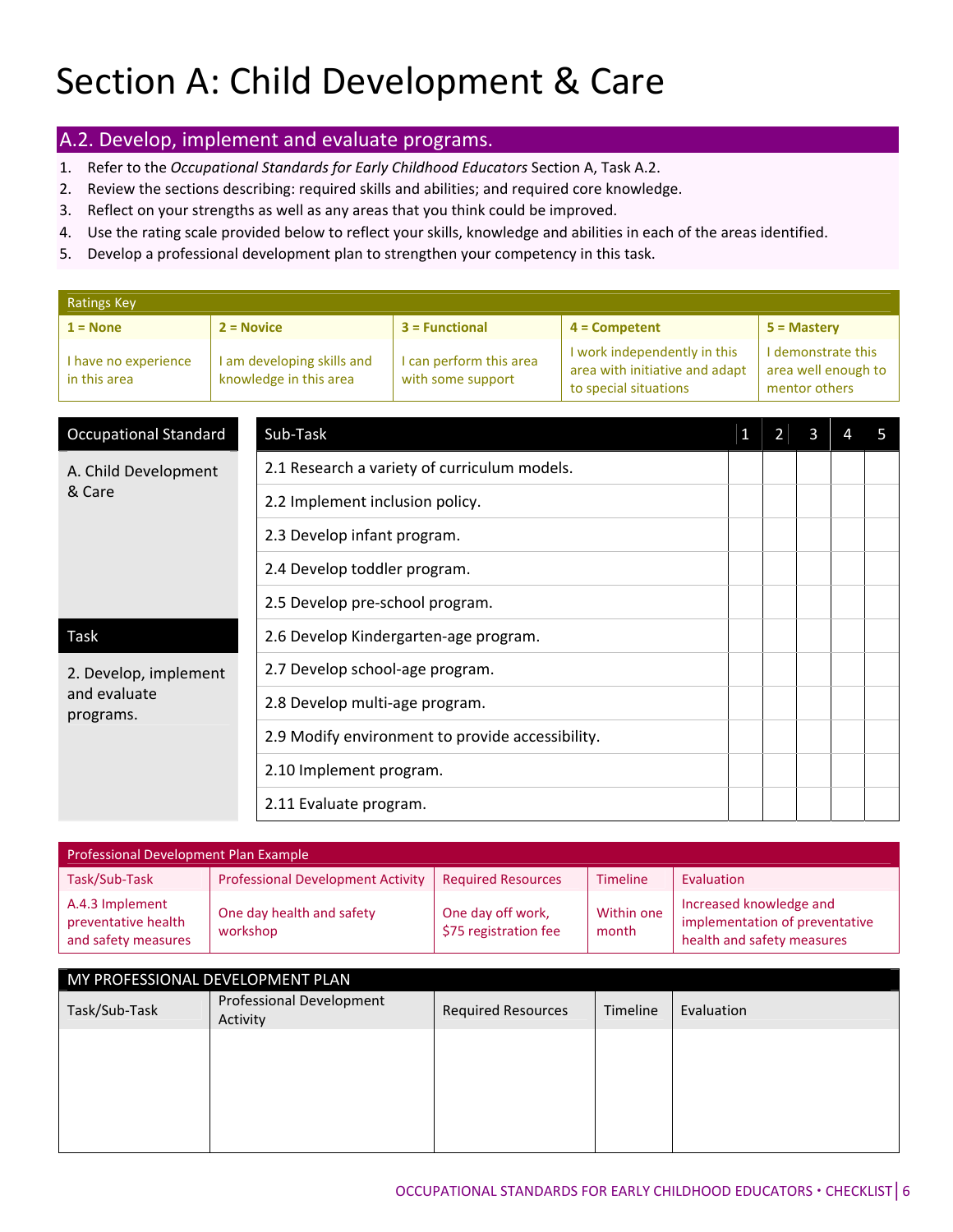# Section A: Child Development & Care

## A.2. Develop, implement and evaluate programs.

1. Refer to the *Occupational Standards for Early Childhood Educators* Section A, Task A.2.
2. Review the sections describing: required skills and abilities; and required core knowledge.
3. Reflect on your strengths as well as any areas that you think could be improved.
4. Use the rating scale provided below to reflect your skills, knowledge and abilities in each of the areas identified.
5. Develop a professional development plan to strengthen your competency in this task.

| Ratings Key | | | | |
|---|---|---|---|---|
| **1 = None** | **2 = Novice** | **3 = Functional** | **4 = Competent** | **5 = Mastery** |
| I have no experience in this area | I am developing skills and knowledge in this area | I can perform this area with some support | I work independently in this area with initiative and adapt to special situations | I demonstrate this area well enough to mentor others |

| Occupational Standard | Sub-Task | 1 | 2 | 3 | 4 | 5 |
|---|---|---|---|---|---|---|
| A. Child Development & Care | 2.1 Research a variety of curriculum models. | | | | | |
| | 2.2 Implement inclusion policy. | | | | | |
| | 2.3 Develop infant program. | | | | | |
| | 2.4 Develop toddler program. | | | | | |
| | 2.5 Develop pre-school program. | | | | | |
| **Task** | 2.6 Develop Kindergarten-age program. | | | | | |
| 2. Develop, implement and evaluate programs. | 2.7 Develop school-age program. | | | | | |
| | 2.8 Develop multi-age program. | | | | | |
| | 2.9 Modify environment to provide accessibility. | | | | | |
| | 2.10 Implement program. | | | | | |
| | 2.11 Evaluate program. | | | | | |

**Professional Development Plan Example**

| Task/Sub-Task | Professional Development Activity | Required Resources | Timeline | Evaluation |
|---|---|---|---|---|
| A.4.3 Implement preventative health and safety measures | One day health and safety workshop | One day off work, $75 registration fee | Within one month | Increased knowledge and implementation of preventative health and safety measures |

**MY PROFESSIONAL DEVELOPMENT PLAN**

| Task/Sub-Task | Professional Development Activity | Required Resources | Timeline | Evaluation |
|---|---|---|---|---|
| | | | | |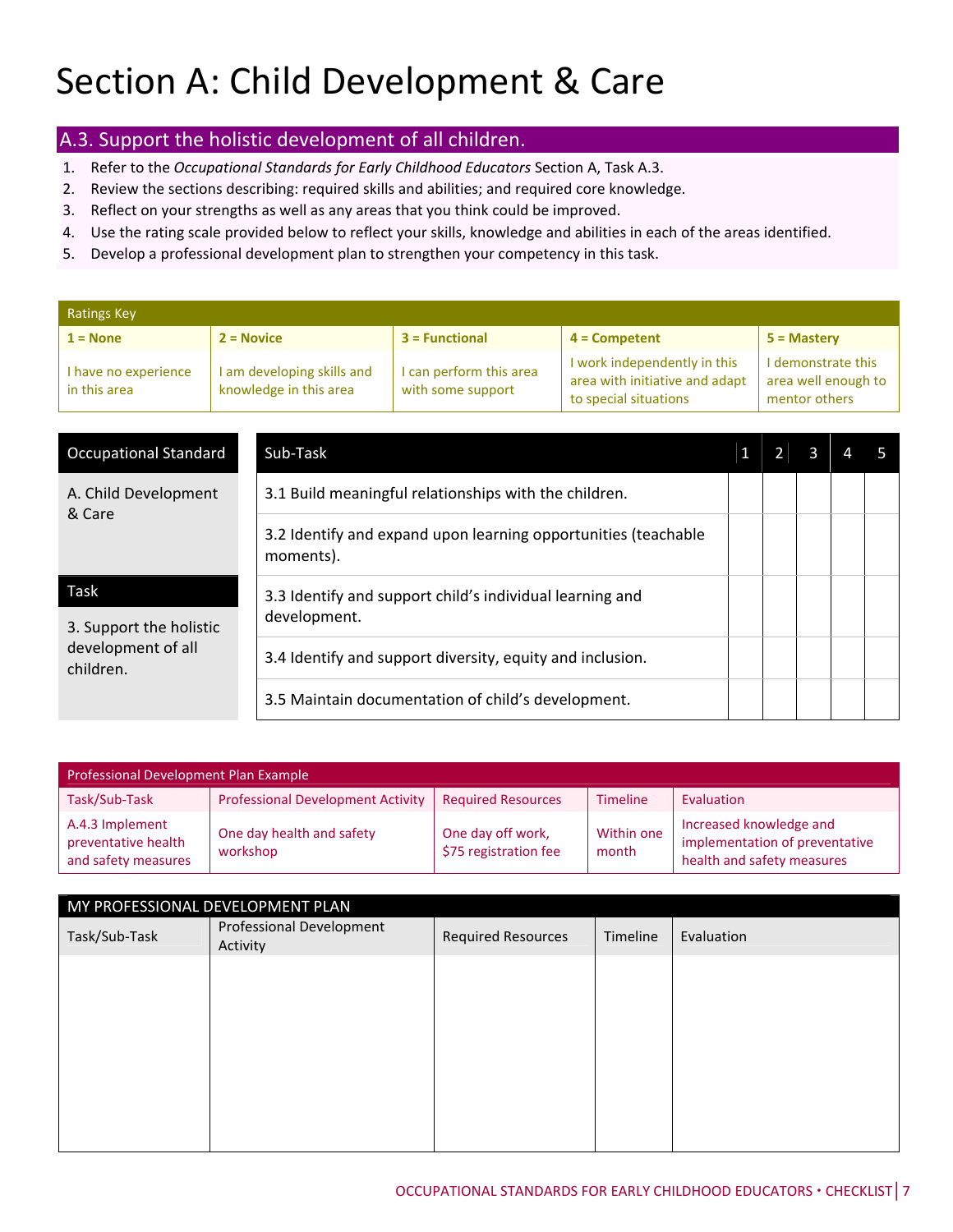# Section A: Child Development & Care

## A.3. Support the holistic development of all children.

1. Refer to the *Occupational Standards for Early Childhood Educators* Section A, Task A.3.
2. Review the sections describing: required skills and abilities; and required core knowledge.
3. Reflect on your strengths as well as any areas that you think could be improved.
4. Use the rating scale provided below to reflect your skills, knowledge and abilities in each of the areas identified.
5. Develop a professional development plan to strengthen your competency in this task.

| Ratings Key | | | | |
|---|---|---|---|---|
| **1 = None** | **2 = Novice** | **3 = Functional** | **4 = Competent** | **5 = Mastery** |
| I have no experience in this area | I am developing skills and knowledge in this area | I can perform this area with some support | I work independently in this area with initiative and adapt to special situations | I demonstrate this area well enough to mentor others |

| Occupational Standard | Sub-Task | 1 | 2 | 3 | 4 | 5 |
|---|---|---|---|---|---|---|
| A. Child Development & Care | 3.1 Build meaningful relationships with the children. | | | | | |
| | 3.2 Identify and expand upon learning opportunities (teachable moments). | | | | | |
| **Task** | 3.3 Identify and support child's individual learning and development. | | | | | |
| 3. Support the holistic development of all children. | 3.4 Identify and support diversity, equity and inclusion. | | | | | |
| | 3.5 Maintain documentation of child's development. | | | | | |

| Professional Development Plan Example | | | | |
|---|---|---|---|---|
| Task/Sub-Task | Professional Development Activity | Required Resources | Timeline | Evaluation |
| A.4.3 Implement preventative health and safety measures | One day health and safety workshop | One day off work, $75 registration fee | Within one month | Increased knowledge and implementation of preventative health and safety measures |

| MY PROFESSIONAL DEVELOPMENT PLAN | | | | |
|---|---|---|---|---|
| Task/Sub-Task | Professional Development Activity | Required Resources | Timeline | Evaluation |
| | | | | |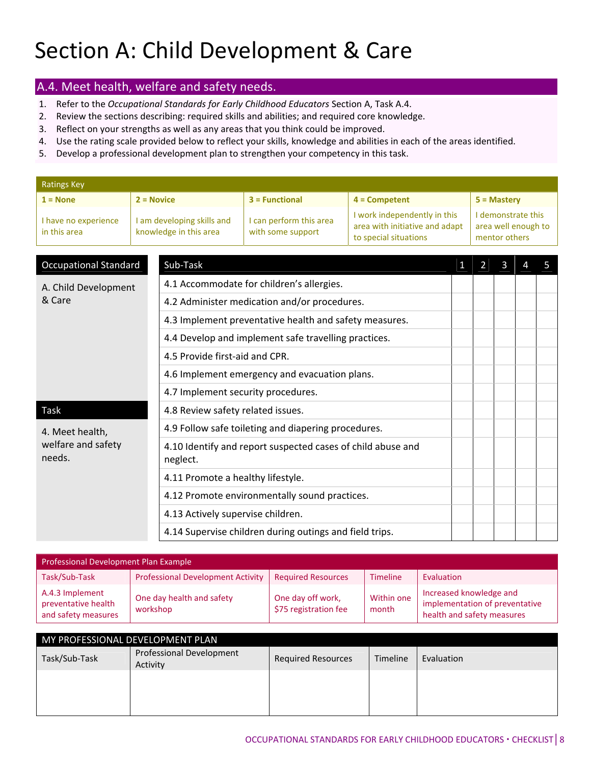# Section A: Child Development & Care

## A.4. Meet health, welfare and safety needs.

1. Refer to the *Occupational Standards for Early Childhood Educators* Section A, Task A.4.
2. Review the sections describing: required skills and abilities; and required core knowledge.
3. Reflect on your strengths as well as any areas that you think could be improved.
4. Use the rating scale provided below to reflect your skills, knowledge and abilities in each of the areas identified.
5. Develop a professional development plan to strengthen your competency in this task.

| Ratings Key | | | | |
|---|---|---|---|---|
| **1 = None** | **2 = Novice** | **3 = Functional** | **4 = Competent** | **5 = Mastery** |
| I have no experience in this area | I am developing skills and knowledge in this area | I can perform this area with some support | I work independently in this area with initiative and adapt to special situations | I demonstrate this area well enough to mentor others |

| Occupational Standard | Sub-Task | 1 | 2 | 3 | 4 | 5 |
|---|---|---|---|---|---|---|
| A. Child Development & Care | 4.1 Accommodate for children's allergies. | | | | | |
| | 4.2 Administer medication and/or procedures. | | | | | |
| | 4.3 Implement preventative health and safety measures. | | | | | |
| | 4.4 Develop and implement safe travelling practices. | | | | | |
| | 4.5 Provide first-aid and CPR. | | | | | |
| | 4.6 Implement emergency and evacuation plans. | | | | | |
| | 4.7 Implement security procedures. | | | | | |
| **Task** | 4.8 Review safety related issues. | | | | | |
| 4. Meet health, welfare and safety needs. | 4.9 Follow safe toileting and diapering procedures. | | | | | |
| | 4.10 Identify and report suspected cases of child abuse and neglect. | | | | | |
| | 4.11 Promote a healthy lifestyle. | | | | | |
| | 4.12 Promote environmentally sound practices. | | | | | |
| | 4.13 Actively supervise children. | | | | | |
| | 4.14 Supervise children during outings and field trips. | | | | | |

| Professional Development Plan Example | | | | |
|---|---|---|---|---|
| Task/Sub-Task | Professional Development Activity | Required Resources | Timeline | Evaluation |
| A.4.3 Implement preventative health and safety measures | One day health and safety workshop | One day off work, $75 registration fee | Within one month | Increased knowledge and implementation of preventative health and safety measures |

| MY PROFESSIONAL DEVELOPMENT PLAN | | | | |
|---|---|---|---|---|
| Task/Sub-Task | Professional Development Activity | Required Resources | Timeline | Evaluation |
| | | | | |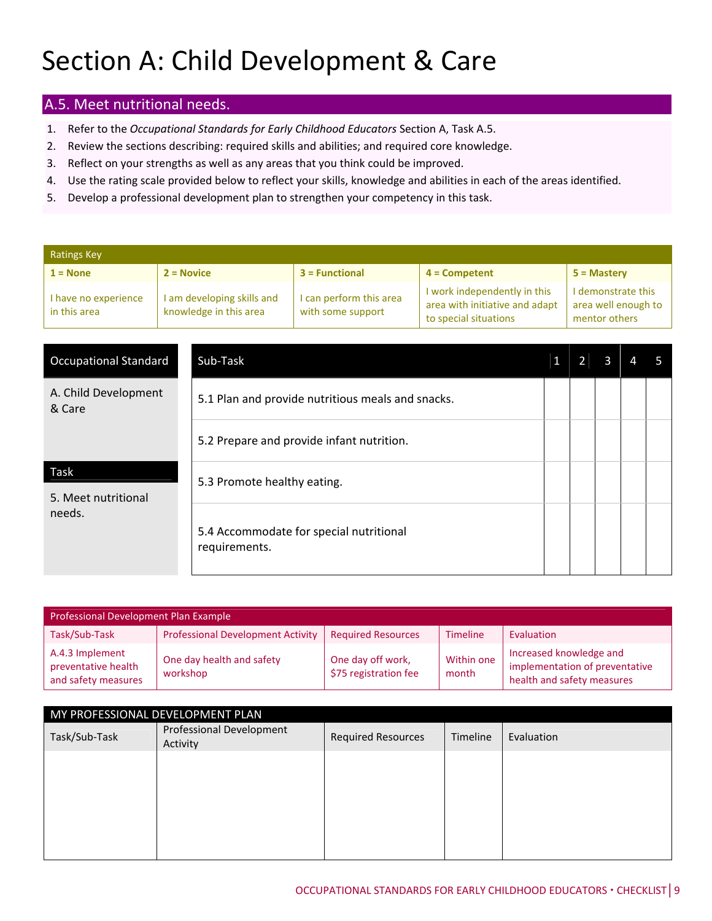# Section A: Child Development & Care

## A.5. Meet nutritional needs.

1. Refer to the *Occupational Standards for Early Childhood Educators* Section A, Task A.5.
2. Review the sections describing: required skills and abilities; and required core knowledge.
3. Reflect on your strengths as well as any areas that you think could be improved.
4. Use the rating scale provided below to reflect your skills, knowledge and abilities in each of the areas identified.
5. Develop a professional development plan to strengthen your competency in this task.

| Ratings Key | | | | |
|---|---|---|---|---|
| **1 = None** | **2 = Novice** | **3 = Functional** | **4 = Competent** | **5 = Mastery** |
| I have no experience in this area | I am developing skills and knowledge in this area | I can perform this area with some support | I work independently in this area with initiative and adapt to special situations | I demonstrate this area well enough to mentor others |

| Occupational Standard | Sub-Task | 1 | 2 | 3 | 4 | 5 |
|---|---|---|---|---|---|---|
| A. Child Development & Care | 5.1 Plan and provide nutritious meals and snacks. | | | | | |
| | 5.2 Prepare and provide infant nutrition. | | | | | |
| **Task** | 5.3 Promote healthy eating. | | | | | |
| 5. Meet nutritional needs. | 5.4 Accommodate for special nutritional requirements. | | | | | |

| Professional Development Plan Example | | | | |
|---|---|---|---|---|
| Task/Sub-Task | Professional Development Activity | Required Resources | Timeline | Evaluation |
| A.4.3 Implement preventative health and safety measures | One day health and safety workshop | One day off work, $75 registration fee | Within one month | Increased knowledge and implementation of preventative health and safety measures |

| MY PROFESSIONAL DEVELOPMENT PLAN | | | | |
|---|---|---|---|---|
| Task/Sub-Task | Professional Development Activity | Required Resources | Timeline | Evaluation |
| | | | | |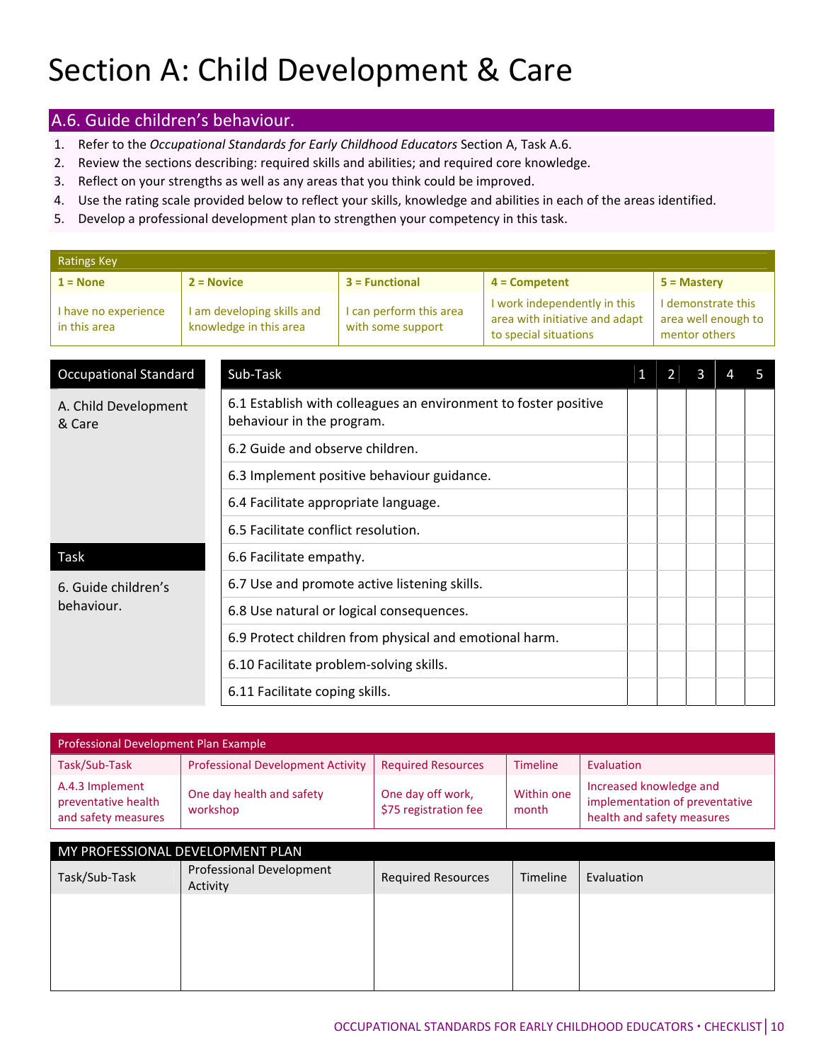# Section A: Child Development & Care

## A.6. Guide children's behaviour.

1. Refer to the *Occupational Standards for Early Childhood Educators* Section A, Task A.6.
2. Review the sections describing: required skills and abilities; and required core knowledge.
3. Reflect on your strengths as well as any areas that you think could be improved.
4. Use the rating scale provided below to reflect your skills, knowledge and abilities in each of the areas identified.
5. Develop a professional development plan to strengthen your competency in this task.

| Ratings Key | | | | |
|---|---|---|---|---|
| **1 = None** | **2 = Novice** | **3 = Functional** | **4 = Competent** | **5 = Mastery** |
| I have no experience in this area | I am developing skills and knowledge in this area | I can perform this area with some support | I work independently in this area with initiative and adapt to special situations | I demonstrate this area well enough to mentor others |

| Occupational Standard | Sub-Task | 1 | 2 | 3 | 4 | 5 |
|---|---|---|---|---|---|---|
| A. Child Development & Care | 6.1 Establish with colleagues an environment to foster positive behaviour in the program. | | | | | |
| | 6.2 Guide and observe children. | | | | | |
| | 6.3 Implement positive behaviour guidance. | | | | | |
| | 6.4 Facilitate appropriate language. | | | | | |
| | 6.5 Facilitate conflict resolution. | | | | | |
| **Task** | 6.6 Facilitate empathy. | | | | | |
| 6. Guide children's behaviour. | 6.7 Use and promote active listening skills. | | | | | |
| | 6.8 Use natural or logical consequences. | | | | | |
| | 6.9 Protect children from physical and emotional harm. | | | | | |
| | 6.10 Facilitate problem-solving skills. | | | | | |
| | 6.11 Facilitate coping skills. | | | | | |

| Professional Development Plan Example | | | | |
|---|---|---|---|---|
| Task/Sub-Task | Professional Development Activity | Required Resources | Timeline | Evaluation |
| A.4.3 Implement preventative health and safety measures | One day health and safety workshop | One day off work, $75 registration fee | Within one month | Increased knowledge and implementation of preventative health and safety measures |

| MY PROFESSIONAL DEVELOPMENT PLAN | | | | |
|---|---|---|---|---|
| Task/Sub-Task | Professional Development Activity | Required Resources | Timeline | Evaluation |
| | | | | |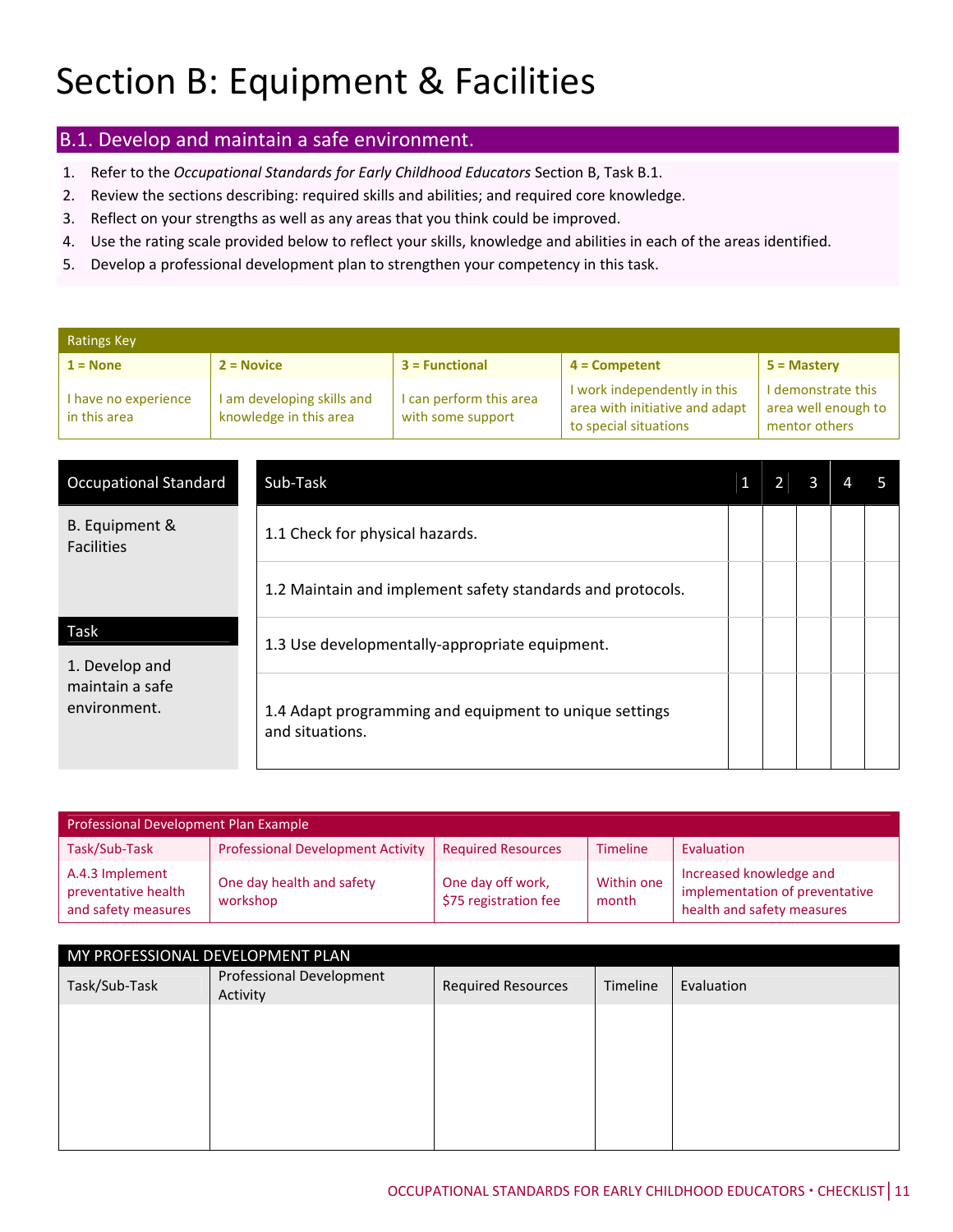# Section B: Equipment & Facilities

## B.1. Develop and maintain a safe environment.

1. Refer to the *Occupational Standards for Early Childhood Educators* Section B, Task B.1.
2. Review the sections describing: required skills and abilities; and required core knowledge.
3. Reflect on your strengths as well as any areas that you think could be improved.
4. Use the rating scale provided below to reflect your skills, knowledge and abilities in each of the areas identified.
5. Develop a professional development plan to strengthen your competency in this task.

| Ratings Key | | | | |
|---|---|---|---|---|
| **1 = None** | **2 = Novice** | **3 = Functional** | **4 = Competent** | **5 = Mastery** |
| I have no experience in this area | I am developing skills and knowledge in this area | I can perform this area with some support | I work independently in this area with initiative and adapt to special situations | I demonstrate this area well enough to mentor others |

| Occupational Standard | Sub-Task | 1 | 2 | 3 | 4 | 5 |
|---|---|---|---|---|---|---|
| B. Equipment & Facilities | 1.1 Check for physical hazards. | | | | | |
| | 1.2 Maintain and implement safety standards and protocols. | | | | | |
| **Task** | 1.3 Use developmentally-appropriate equipment. | | | | | |
| 1. Develop and maintain a safe environment. | 1.4 Adapt programming and equipment to unique settings and situations. | | | | | |

| Professional Development Plan Example | | | | |
|---|---|---|---|---|
| Task/Sub-Task | Professional Development Activity | Required Resources | Timeline | Evaluation |
| A.4.3 Implement preventative health and safety measures | One day health and safety workshop | One day off work, $75 registration fee | Within one month | Increased knowledge and implementation of preventative health and safety measures |

| MY PROFESSIONAL DEVELOPMENT PLAN | | | | |
|---|---|---|---|---|
| Task/Sub-Task | Professional Development Activity | Required Resources | Timeline | Evaluation |
| | | | | |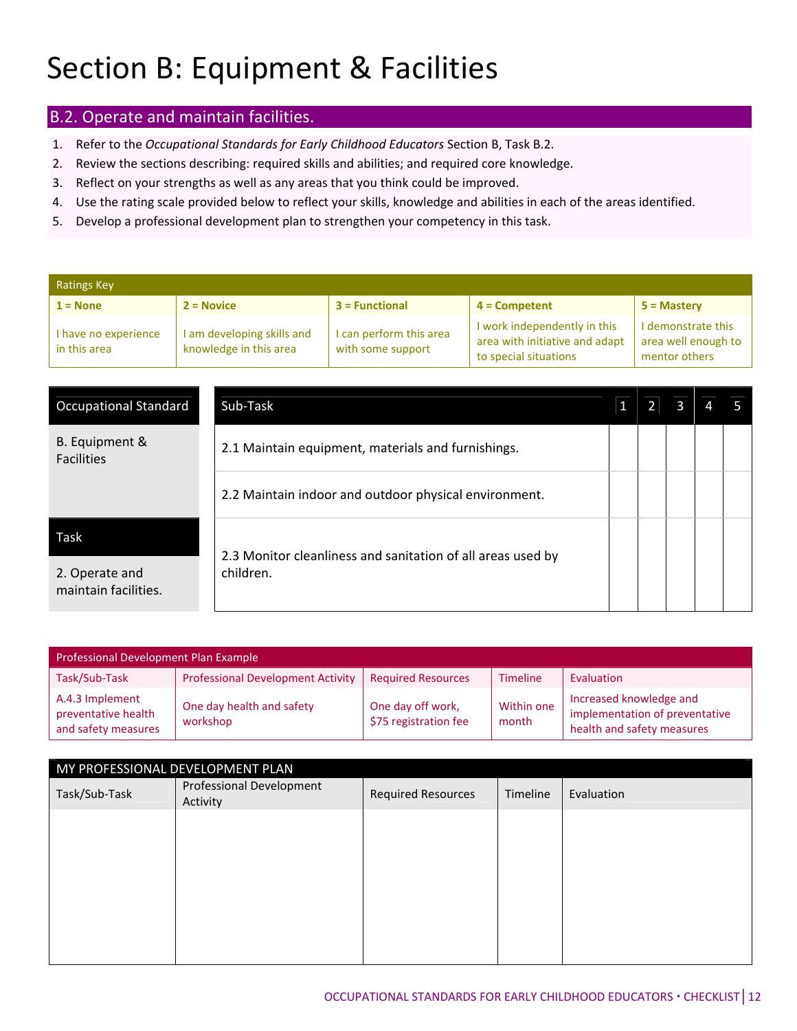# Section B: Equipment & Facilities

## B.2. Operate and maintain facilities.

1. Refer to the *Occupational Standards for Early Childhood Educators* Section B, Task B.2.
2. Review the sections describing: required skills and abilities; and required core knowledge.
3. Reflect on your strengths as well as any areas that you think could be improved.
4. Use the rating scale provided below to reflect your skills, knowledge and abilities in each of the areas identified.
5. Develop a professional development plan to strengthen your competency in this task.

| Ratings Key | | | | |
|---|---|---|---|---|
| **1 = None** | **2 = Novice** | **3 = Functional** | **4 = Competent** | **5 = Mastery** |
| I have no experience in this area | I am developing skills and knowledge in this area | I can perform this area with some support | I work independently in this area with initiative and adapt to special situations | I demonstrate this area well enough to mentor others |

| Occupational Standard | Sub-Task | 1 | 2 | 3 | 4 | 5 |
|---|---|---|---|---|---|---|
| B. Equipment & Facilities | 2.1 Maintain equipment, materials and furnishings. | | | | | |
| | 2.2 Maintain indoor and outdoor physical environment. | | | | | |
| **Task**<br>2. Operate and maintain facilities. | 2.3 Monitor cleanliness and sanitation of all areas used by children. | | | | | |

| Professional Development Plan Example | | | | |
|---|---|---|---|---|
| Task/Sub-Task | Professional Development Activity | Required Resources | Timeline | Evaluation |
| A.4.3 Implement preventative health and safety measures | One day health and safety workshop | One day off work, $75 registration fee | Within one month | Increased knowledge and implementation of preventative health and safety measures |

| MY PROFESSIONAL DEVELOPMENT PLAN | | | | |
|---|---|---|---|---|
| Task/Sub-Task | Professional Development Activity | Required Resources | Timeline | Evaluation |
| | | | | |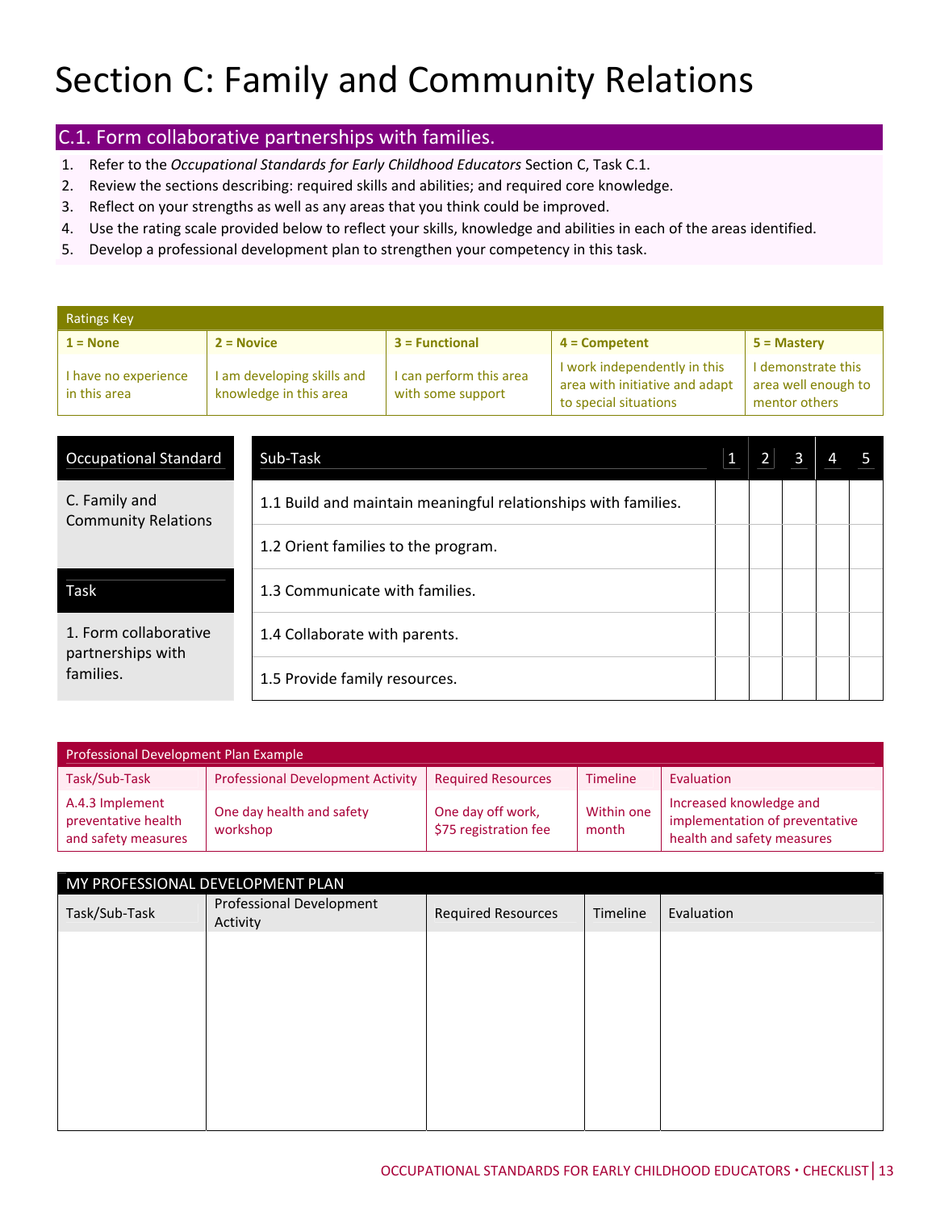# Section C: Family and Community Relations

## C.1. Form collaborative partnerships with families.

1. Refer to the *Occupational Standards for Early Childhood Educators* Section C, Task C.1.
2. Review the sections describing: required skills and abilities; and required core knowledge.
3. Reflect on your strengths as well as any areas that you think could be improved.
4. Use the rating scale provided below to reflect your skills, knowledge and abilities in each of the areas identified.
5. Develop a professional development plan to strengthen your competency in this task.

| Ratings Key | | | | |
|---|---|---|---|---|
| **1 = None** | **2 = Novice** | **3 = Functional** | **4 = Competent** | **5 = Mastery** |
| I have no experience in this area | I am developing skills and knowledge in this area | I can perform this area with some support | I work independently in this area with initiative and adapt to special situations | I demonstrate this area well enough to mentor others |

| Occupational Standard | Sub-Task | 1 | 2 | 3 | 4 | 5 |
|---|---|---|---|---|---|---|
| C. Family and Community Relations | 1.1 Build and maintain meaningful relationships with families. | | | | | |
| | 1.2 Orient families to the program. | | | | | |
| **Task** | 1.3 Communicate with families. | | | | | |
| 1. Form collaborative partnerships with families. | 1.4 Collaborate with parents. | | | | | |
| | 1.5 Provide family resources. | | | | | |

| Professional Development Plan Example | | | | |
|---|---|---|---|---|
| Task/Sub-Task | Professional Development Activity | Required Resources | Timeline | Evaluation |
| A.4.3 Implement preventative health and safety measures | One day health and safety workshop | One day off work, $75 registration fee | Within one month | Increased knowledge and implementation of preventative health and safety measures |

| MY PROFESSIONAL DEVELOPMENT PLAN | | | | |
|---|---|---|---|---|
| Task/Sub-Task | Professional Development Activity | Required Resources | Timeline | Evaluation |
| | | | | |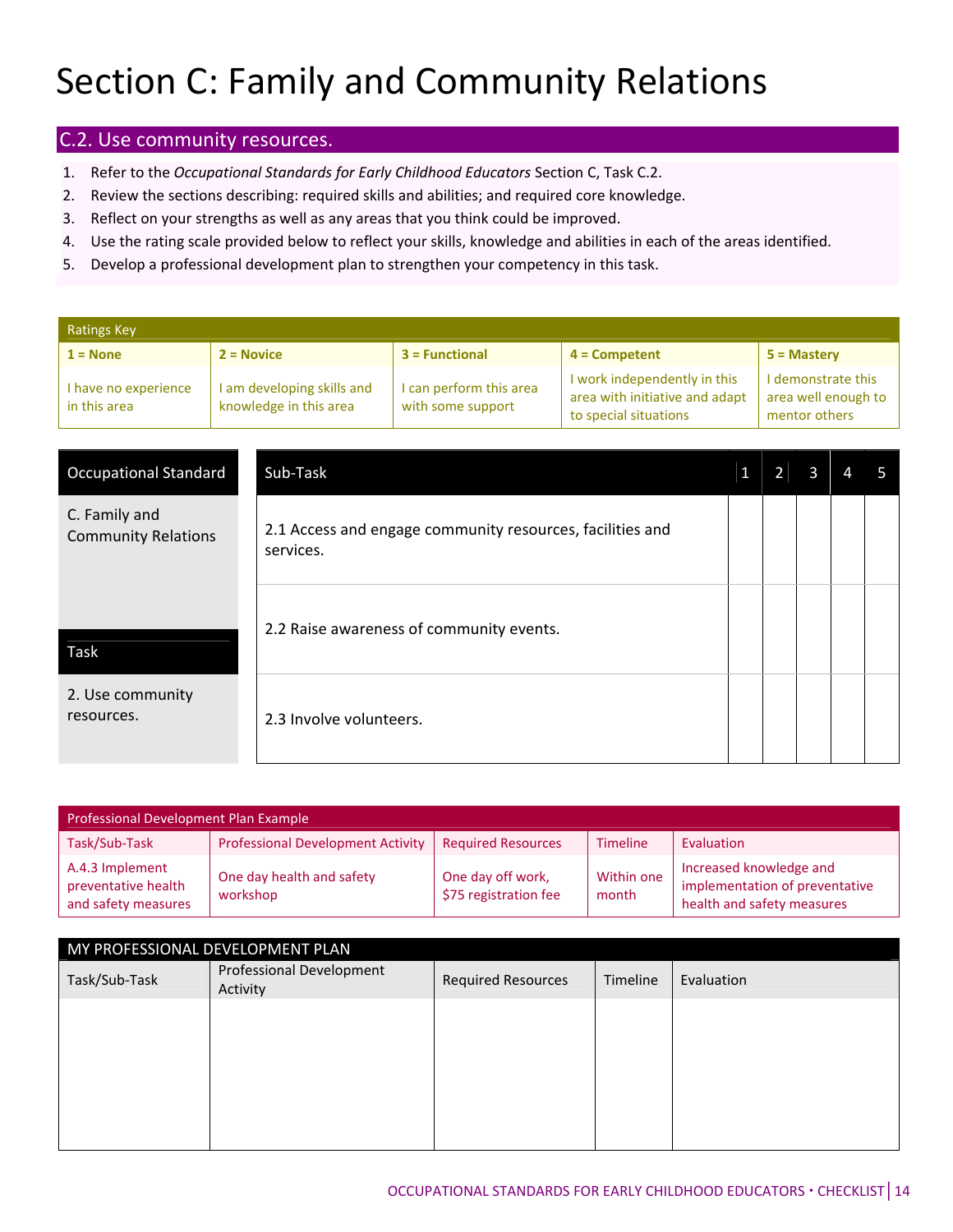# Section C: Family and Community Relations

## C.2. Use community resources.

1. Refer to the *Occupational Standards for Early Childhood Educators* Section C, Task C.2.
2. Review the sections describing: required skills and abilities; and required core knowledge.
3. Reflect on your strengths as well as any areas that you think could be improved.
4. Use the rating scale provided below to reflect your skills, knowledge and abilities in each of the areas identified.
5. Develop a professional development plan to strengthen your competency in this task.

| Ratings Key | | | | |
|---|---|---|---|---|
| **1 = None** | **2 = Novice** | **3 = Functional** | **4 = Competent** | **5 = Mastery** |
| I have no experience in this area | I am developing skills and knowledge in this area | I can perform this area with some support | I work independently in this area with initiative and adapt to special situations | I demonstrate this area well enough to mentor others |

| Occupational Standard | Sub-Task | 1 | 2 | 3 | 4 | 5 |
|---|---|---|---|---|---|---|
| C. Family and Community Relations | 2.1 Access and engage community resources, facilities and services. | | | | | |
| | 2.2 Raise awareness of community events. | | | | | |
| **Task**<br>2. Use community resources. | 2.3 Involve volunteers. | | | | | |

| Professional Development Plan Example | | | | |
|---|---|---|---|---|
| Task/Sub-Task | Professional Development Activity | Required Resources | Timeline | Evaluation |
| A.4.3 Implement preventative health and safety measures | One day health and safety workshop | One day off work, $75 registration fee | Within one month | Increased knowledge and implementation of preventative health and safety measures |

| MY PROFESSIONAL DEVELOPMENT PLAN | | | | |
|---|---|---|---|---|
| Task/Sub-Task | Professional Development Activity | Required Resources | Timeline | Evaluation |
| | | | | |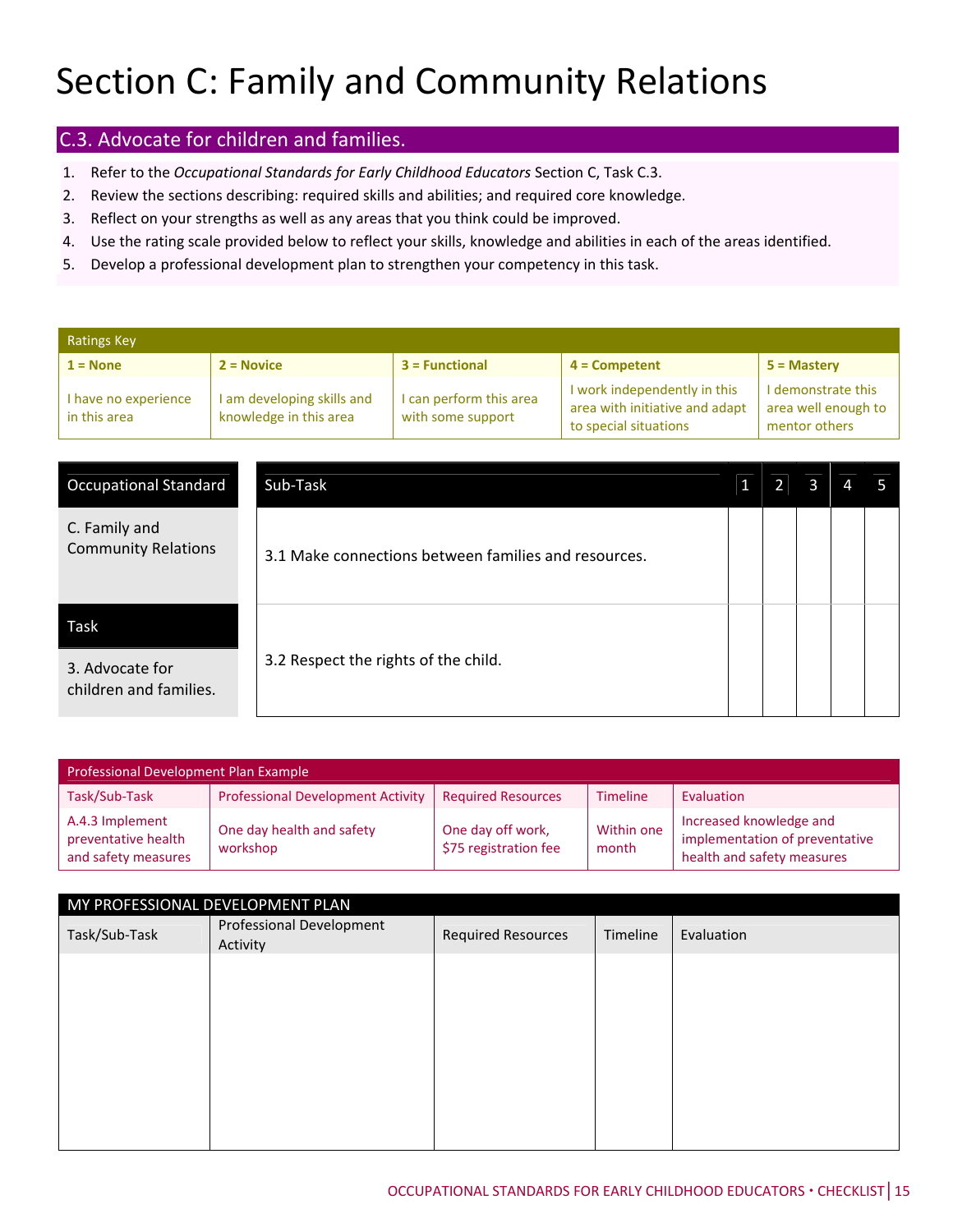# Section C: Family and Community Relations

## C.3. Advocate for children and families.

1. Refer to the *Occupational Standards for Early Childhood Educators* Section C, Task C.3.
2. Review the sections describing: required skills and abilities; and required core knowledge.
3. Reflect on your strengths as well as any areas that you think could be improved.
4. Use the rating scale provided below to reflect your skills, knowledge and abilities in each of the areas identified.
5. Develop a professional development plan to strengthen your competency in this task.

| Ratings Key | | | | |
|---|---|---|---|---|
| **1 = None** | **2 = Novice** | **3 = Functional** | **4 = Competent** | **5 = Mastery** |
| I have no experience in this area | I am developing skills and knowledge in this area | I can perform this area with some support | I work independently in this area with initiative and adapt to special situations | I demonstrate this area well enough to mentor others |

| Occupational Standard | Sub-Task | 1 | 2 | 3 | 4 | 5 |
|---|---|---|---|---|---|---|
| C. Family and Community Relations | 3.1 Make connections between families and resources. | | | | | |
| **Task**<br>3. Advocate for children and families. | 3.2 Respect the rights of the child. | | | | | |

| Professional Development Plan Example | | | | |
|---|---|---|---|---|
| Task/Sub-Task | Professional Development Activity | Required Resources | Timeline | Evaluation |
| A.4.3 Implement preventative health and safety measures | One day health and safety workshop | One day off work, $75 registration fee | Within one month | Increased knowledge and implementation of preventative health and safety measures |

| MY PROFESSIONAL DEVELOPMENT PLAN | | | | |
|---|---|---|---|---|
| Task/Sub-Task | Professional Development Activity | Required Resources | Timeline | Evaluation |
| | | | | |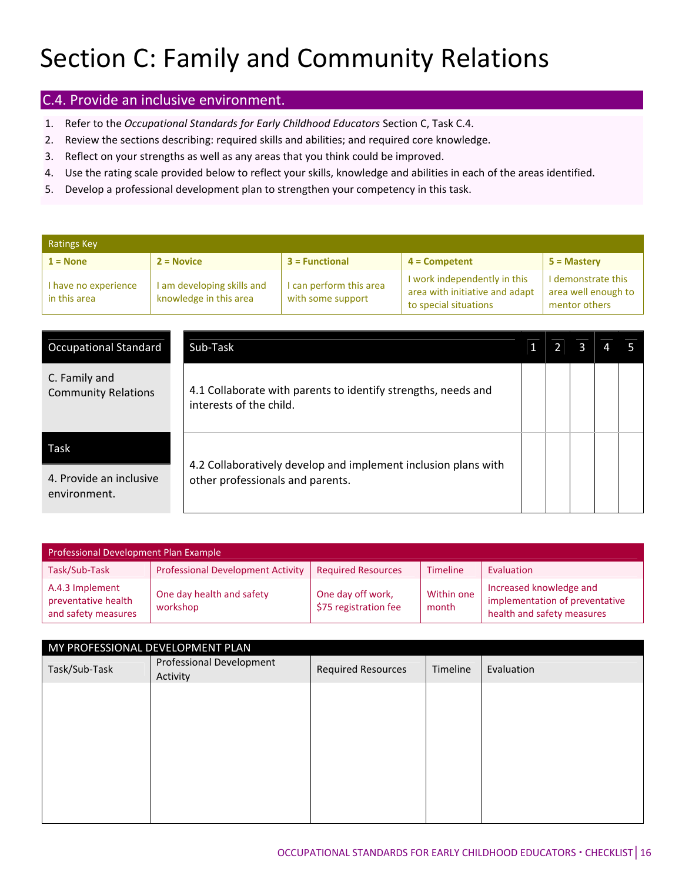# Section C: Family and Community Relations

## C.4. Provide an inclusive environment.

1. Refer to the *Occupational Standards for Early Childhood Educators* Section C, Task C.4.
2. Review the sections describing: required skills and abilities; and required core knowledge.
3. Reflect on your strengths as well as any areas that you think could be improved.
4. Use the rating scale provided below to reflect your skills, knowledge and abilities in each of the areas identified.
5. Develop a professional development plan to strengthen your competency in this task.

| Ratings Key | | | | |
|---|---|---|---|---|
| **1 = None** | **2 = Novice** | **3 = Functional** | **4 = Competent** | **5 = Mastery** |
| I have no experience in this area | I am developing skills and knowledge in this area | I can perform this area with some support | I work independently in this area with initiative and adapt to special situations | I demonstrate this area well enough to mentor others |

| Occupational Standard | Sub-Task | 1 | 2 | 3 | 4 | 5 |
|---|---|---|---|---|---|---|
| C. Family and Community Relations | 4.1 Collaborate with parents to identify strengths, needs and interests of the child. | | | | | |
| **Task**<br>4. Provide an inclusive environment. | 4.2 Collaboratively develop and implement inclusion plans with other professionals and parents. | | | | | |

| Professional Development Plan Example | | | | |
|---|---|---|---|---|
| Task/Sub-Task | Professional Development Activity | Required Resources | Timeline | Evaluation |
| A.4.3 Implement preventative health and safety measures | One day health and safety workshop | One day off work, $75 registration fee | Within one month | Increased knowledge and implementation of preventative health and safety measures |

| MY PROFESSIONAL DEVELOPMENT PLAN | | | | |
|---|---|---|---|---|
| Task/Sub-Task | Professional Development Activity | Required Resources | Timeline | Evaluation |
| | | | | |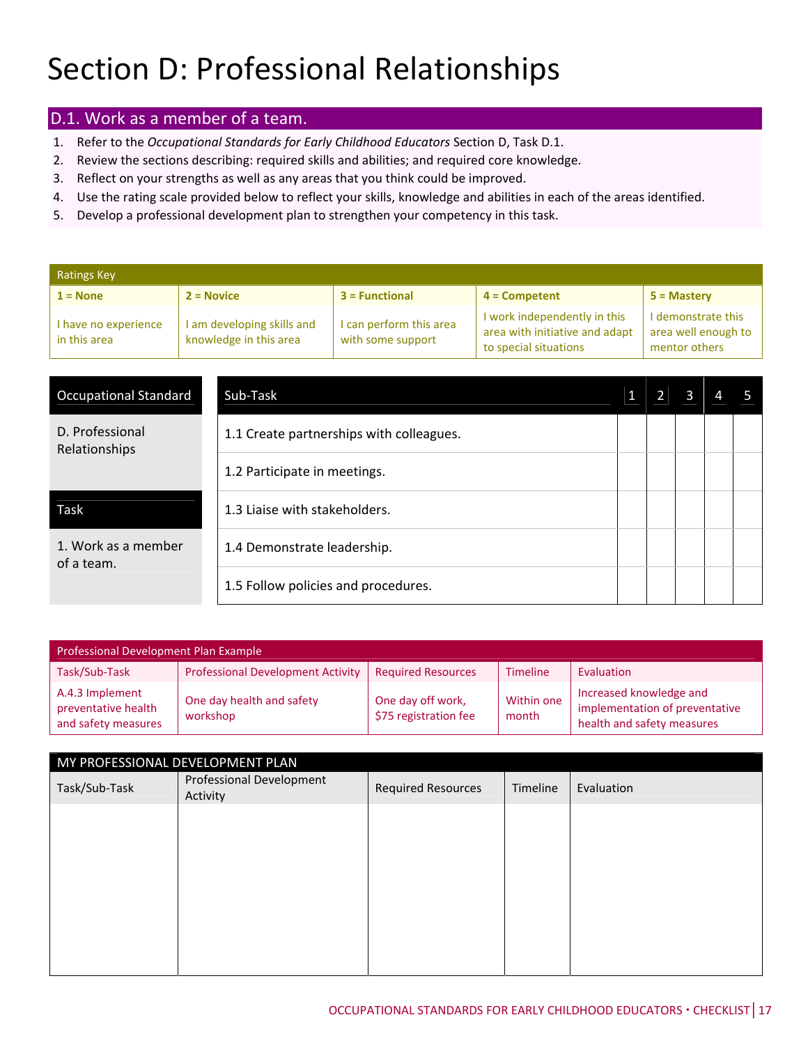# Section D: Professional Relationships

## D.1. Work as a member of a team.

1. Refer to the *Occupational Standards for Early Childhood Educators* Section D, Task D.1.
2. Review the sections describing: required skills and abilities; and required core knowledge.
3. Reflect on your strengths as well as any areas that you think could be improved.
4. Use the rating scale provided below to reflect your skills, knowledge and abilities in each of the areas identified.
5. Develop a professional development plan to strengthen your competency in this task.

| Ratings Key | | | | |
|---|---|---|---|---|
| **1 = None** | **2 = Novice** | **3 = Functional** | **4 = Competent** | **5 = Mastery** |
| I have no experience in this area | I am developing skills and knowledge in this area | I can perform this area with some support | I work independently in this area with initiative and adapt to special situations | I demonstrate this area well enough to mentor others |

| Occupational Standard | Sub-Task | 1 | 2 | 3 | 4 | 5 |
|---|---|---|---|---|---|---|
| D. Professional Relationships | 1.1 Create partnerships with colleagues. | | | | | |
| | 1.2 Participate in meetings. | | | | | |
| **Task** | 1.3 Liaise with stakeholders. | | | | | |
| 1. Work as a member of a team. | 1.4 Demonstrate leadership. | | | | | |
| | 1.5 Follow policies and procedures. | | | | | |

| Professional Development Plan Example | | | | |
|---|---|---|---|---|
| Task/Sub-Task | Professional Development Activity | Required Resources | Timeline | Evaluation |
| A.4.3 Implement preventative health and safety measures | One day health and safety workshop | One day off work, $75 registration fee | Within one month | Increased knowledge and implementation of preventative health and safety measures |

| MY PROFESSIONAL DEVELOPMENT PLAN | | | | |
|---|---|---|---|---|
| Task/Sub-Task | Professional Development Activity | Required Resources | Timeline | Evaluation |
| | | | | |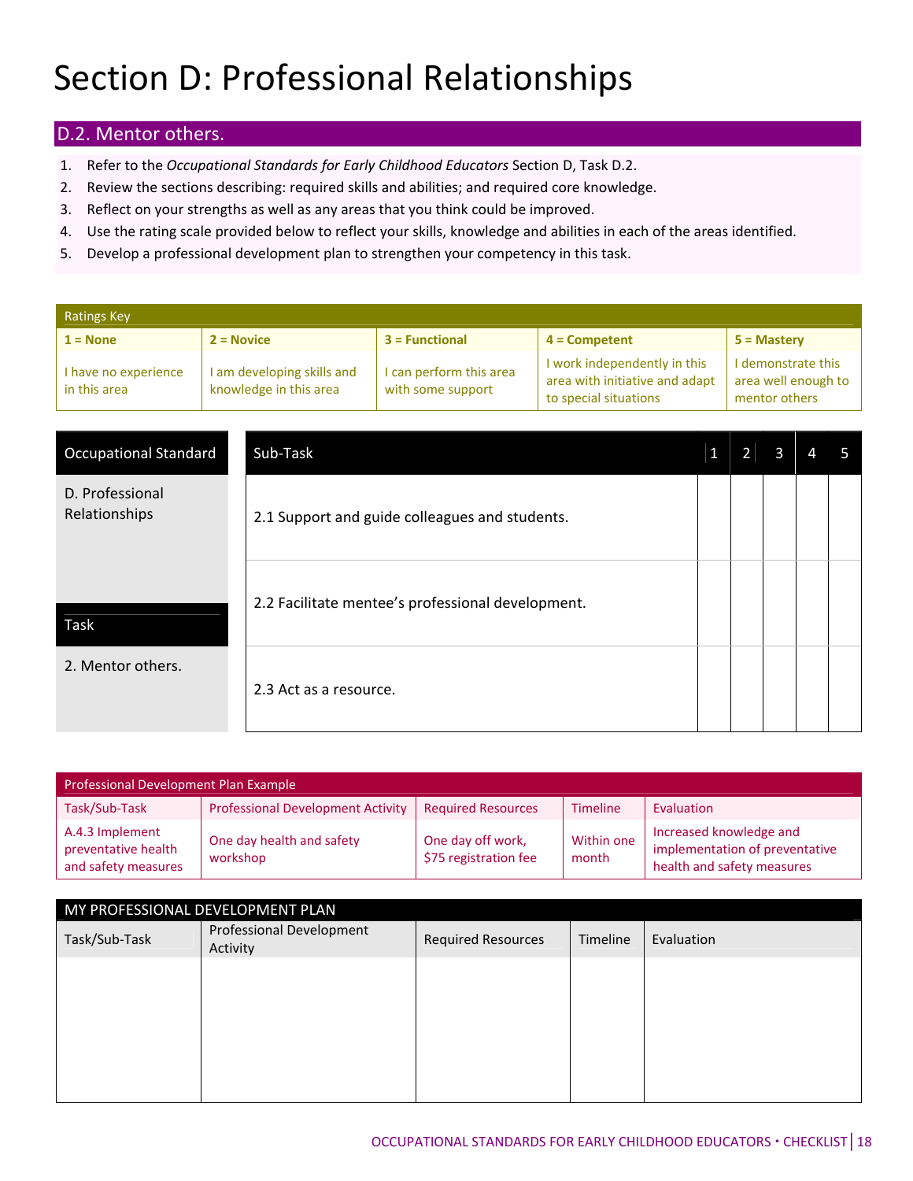# Section D: Professional Relationships

## D.2. Mentor others.

1. Refer to the *Occupational Standards for Early Childhood Educators* Section D, Task D.2.
2. Review the sections describing: required skills and abilities; and required core knowledge.
3. Reflect on your strengths as well as any areas that you think could be improved.
4. Use the rating scale provided below to reflect your skills, knowledge and abilities in each of the areas identified.
5. Develop a professional development plan to strengthen your competency in this task.

| Ratings Key | | | | |
|---|---|---|---|---|
| **1 = None** | **2 = Novice** | **3 = Functional** | **4 = Competent** | **5 = Mastery** |
| I have no experience in this area | I am developing skills and knowledge in this area | I can perform this area with some support | I work independently in this area with initiative and adapt to special situations | I demonstrate this area well enough to mentor others |

| Occupational Standard | Sub-Task | 1 | 2 | 3 | 4 | 5 |
|---|---|---|---|---|---|---|
| D. Professional Relationships | 2.1 Support and guide colleagues and students. | | | | | |
| | 2.2 Facilitate mentee's professional development. | | | | | |
| **Task**: 2. Mentor others. | 2.3 Act as a resource. | | | | | |

| Professional Development Plan Example | | | | |
|---|---|---|---|---|
| Task/Sub-Task | Professional Development Activity | Required Resources | Timeline | Evaluation |
| A.4.3 Implement preventative health and safety measures | One day health and safety workshop | One day off work, $75 registration fee | Within one month | Increased knowledge and implementation of preventative health and safety measures |

| MY PROFESSIONAL DEVELOPMENT PLAN | | | | |
|---|---|---|---|---|
| Task/Sub-Task | Professional Development Activity | Required Resources | Timeline | Evaluation |
| | | | | |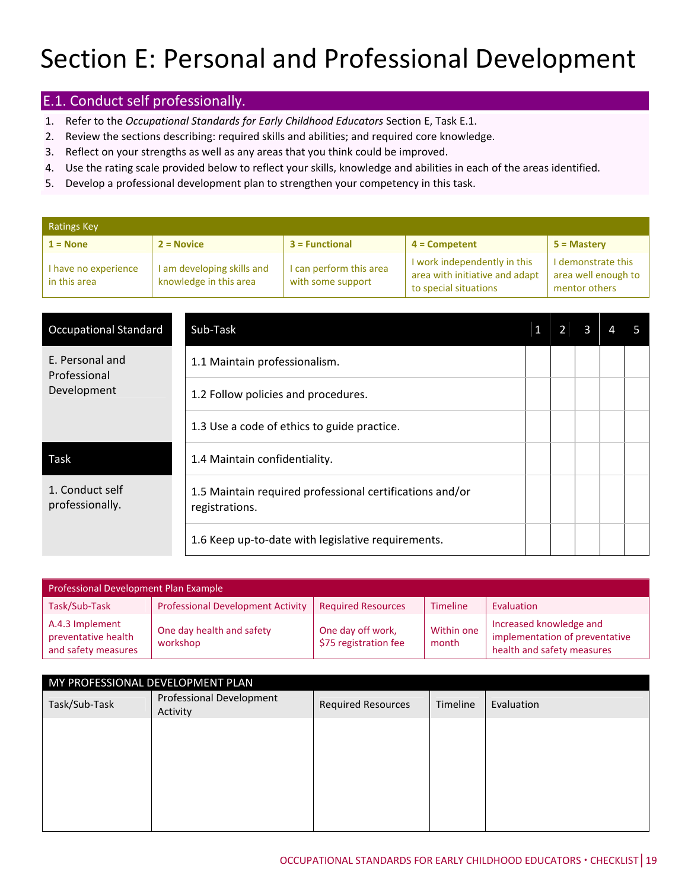# Section E: Personal and Professional Development

## E.1. Conduct self professionally.

1. Refer to the *Occupational Standards for Early Childhood Educators* Section E, Task E.1.
2. Review the sections describing: required skills and abilities; and required core knowledge.
3. Reflect on your strengths as well as any areas that you think could be improved.
4. Use the rating scale provided below to reflect your skills, knowledge and abilities in each of the areas identified.
5. Develop a professional development plan to strengthen your competency in this task.

| Ratings Key | | | | |
|---|---|---|---|---|
| **1 = None** | **2 = Novice** | **3 = Functional** | **4 = Competent** | **5 = Mastery** |
| I have no experience in this area | I am developing skills and knowledge in this area | I can perform this area with some support | I work independently in this area with initiative and adapt to special situations | I demonstrate this area well enough to mentor others |

| Occupational Standard | Sub-Task | 1 | 2 | 3 | 4 | 5 |
|---|---|---|---|---|---|---|
| E. Personal and Professional Development | 1.1 Maintain professionalism. | | | | | |
| | 1.2 Follow policies and procedures. | | | | | |
| | 1.3 Use a code of ethics to guide practice. | | | | | |
| **Task** | 1.4 Maintain confidentiality. | | | | | |
| 1. Conduct self professionally. | 1.5 Maintain required professional certifications and/or registrations. | | | | | |
| | 1.6 Keep up-to-date with legislative requirements. | | | | | |

| Professional Development Plan Example | | | | |
|---|---|---|---|---|
| Task/Sub-Task | Professional Development Activity | Required Resources | Timeline | Evaluation |
| A.4.3 Implement preventative health and safety measures | One day health and safety workshop | One day off work, $75 registration fee | Within one month | Increased knowledge and implementation of preventative health and safety measures |

| MY PROFESSIONAL DEVELOPMENT PLAN | | | | |
|---|---|---|---|---|
| Task/Sub-Task | Professional Development Activity | Required Resources | Timeline | Evaluation |
| | | | | |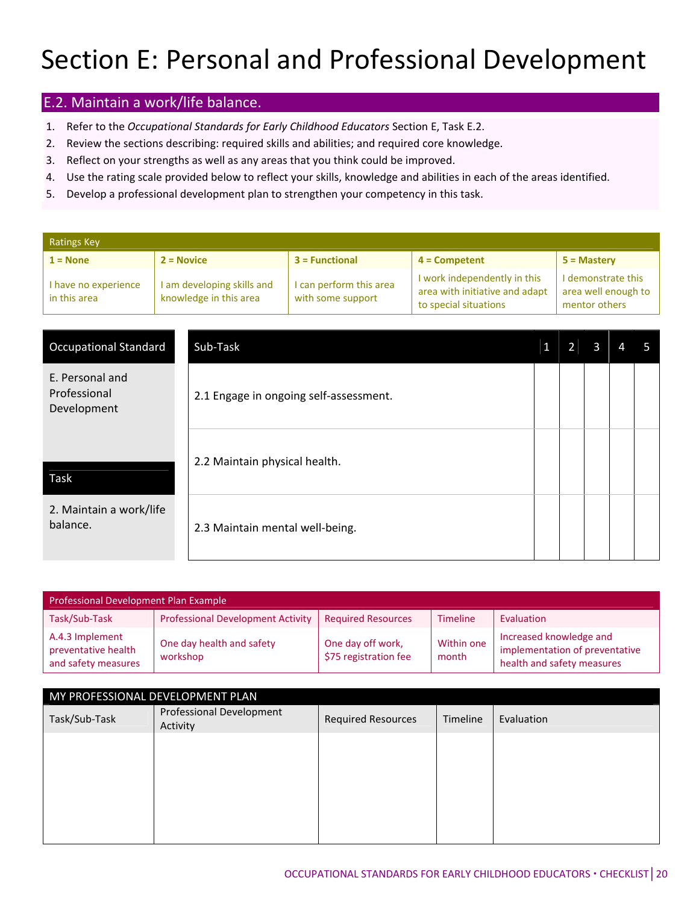# Section E: Personal and Professional Development

## E.2. Maintain a work/life balance.

1. Refer to the *Occupational Standards for Early Childhood Educators* Section E, Task E.2.
2. Review the sections describing: required skills and abilities; and required core knowledge.
3. Reflect on your strengths as well as any areas that you think could be improved.
4. Use the rating scale provided below to reflect your skills, knowledge and abilities in each of the areas identified.
5. Develop a professional development plan to strengthen your competency in this task.

| Ratings Key | | | | |
|---|---|---|---|---|
| **1 = None** | **2 = Novice** | **3 = Functional** | **4 = Competent** | **5 = Mastery** |
| I have no experience in this area | I am developing skills and knowledge in this area | I can perform this area with some support | I work independently in this area with initiative and adapt to special situations | I demonstrate this area well enough to mentor others |

| Occupational Standard | Sub-Task | 1 | 2 | 3 | 4 | 5 |
|---|---|---|---|---|---|---|
| E. Personal and Professional Development | 2.1 Engage in ongoing self-assessment. | | | | | |
| **Task** | 2.2 Maintain physical health. | | | | | |
| 2. Maintain a work/life balance. | 2.3 Maintain mental well-being. | | | | | |

| Professional Development Plan Example | | | | |
|---|---|---|---|---|
| Task/Sub-Task | Professional Development Activity | Required Resources | Timeline | Evaluation |
| A.4.3 Implement preventative health and safety measures | One day health and safety workshop | One day off work, $75 registration fee | Within one month | Increased knowledge and implementation of preventative health and safety measures |

| MY PROFESSIONAL DEVELOPMENT PLAN | | | | |
|---|---|---|---|---|
| Task/Sub-Task | Professional Development Activity | Required Resources | Timeline | Evaluation |
| | | | | |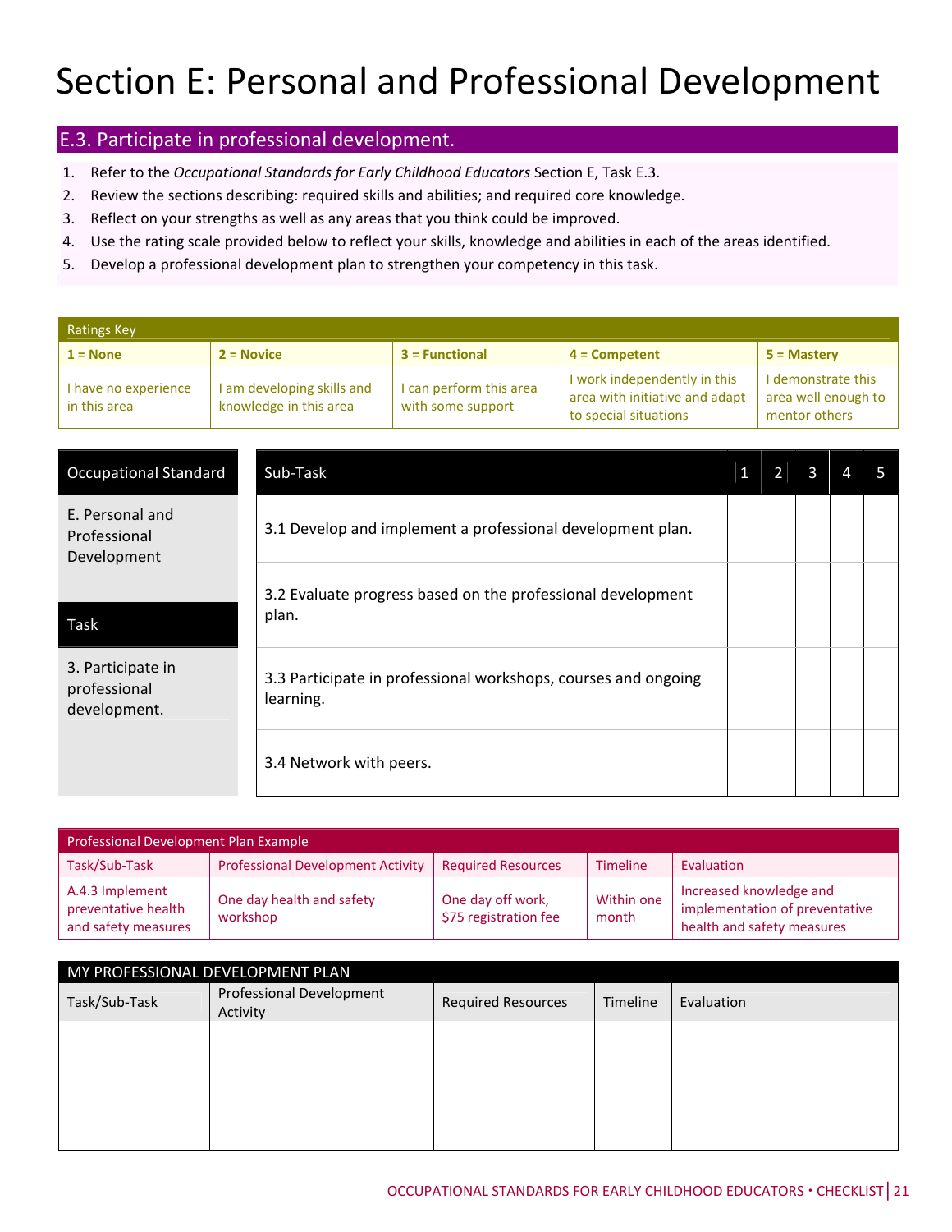# Section E: Personal and Professional Development

## E.3. Participate in professional development.

1. Refer to the *Occupational Standards for Early Childhood Educators* Section E, Task E.3.
2. Review the sections describing: required skills and abilities; and required core knowledge.
3. Reflect on your strengths as well as any areas that you think could be improved.
4. Use the rating scale provided below to reflect your skills, knowledge and abilities in each of the areas identified.
5. Develop a professional development plan to strengthen your competency in this task.

| Ratings Key | | | | |
|---|---|---|---|---|
| **1 = None** | **2 = Novice** | **3 = Functional** | **4 = Competent** | **5 = Mastery** |
| I have no experience in this area | I am developing skills and knowledge in this area | I can perform this area with some support | I work independently in this area with initiative and adapt to special situations | I demonstrate this area well enough to mentor others |

| Occupational Standard | Sub-Task | 1 | 2 | 3 | 4 | 5 |
|---|---|---|---|---|---|---|
| E. Personal and Professional Development | 3.1 Develop and implement a professional development plan. | | | | | |
| **Task** | 3.2 Evaluate progress based on the professional development plan. | | | | | |
| 3. Participate in professional development. | 3.3 Participate in professional workshops, courses and ongoing learning. | | | | | |
| | 3.4 Network with peers. | | | | | |

| Professional Development Plan Example | | | | |
|---|---|---|---|---|
| Task/Sub-Task | Professional Development Activity | Required Resources | Timeline | Evaluation |
| A.4.3 Implement preventative health and safety measures | One day health and safety workshop | One day off work, $75 registration fee | Within one month | Increased knowledge and implementation of preventative health and safety measures |

| MY PROFESSIONAL DEVELOPMENT PLAN | | | | |
|---|---|---|---|---|
| Task/Sub-Task | Professional Development Activity | Required Resources | Timeline | Evaluation |
| | | | | |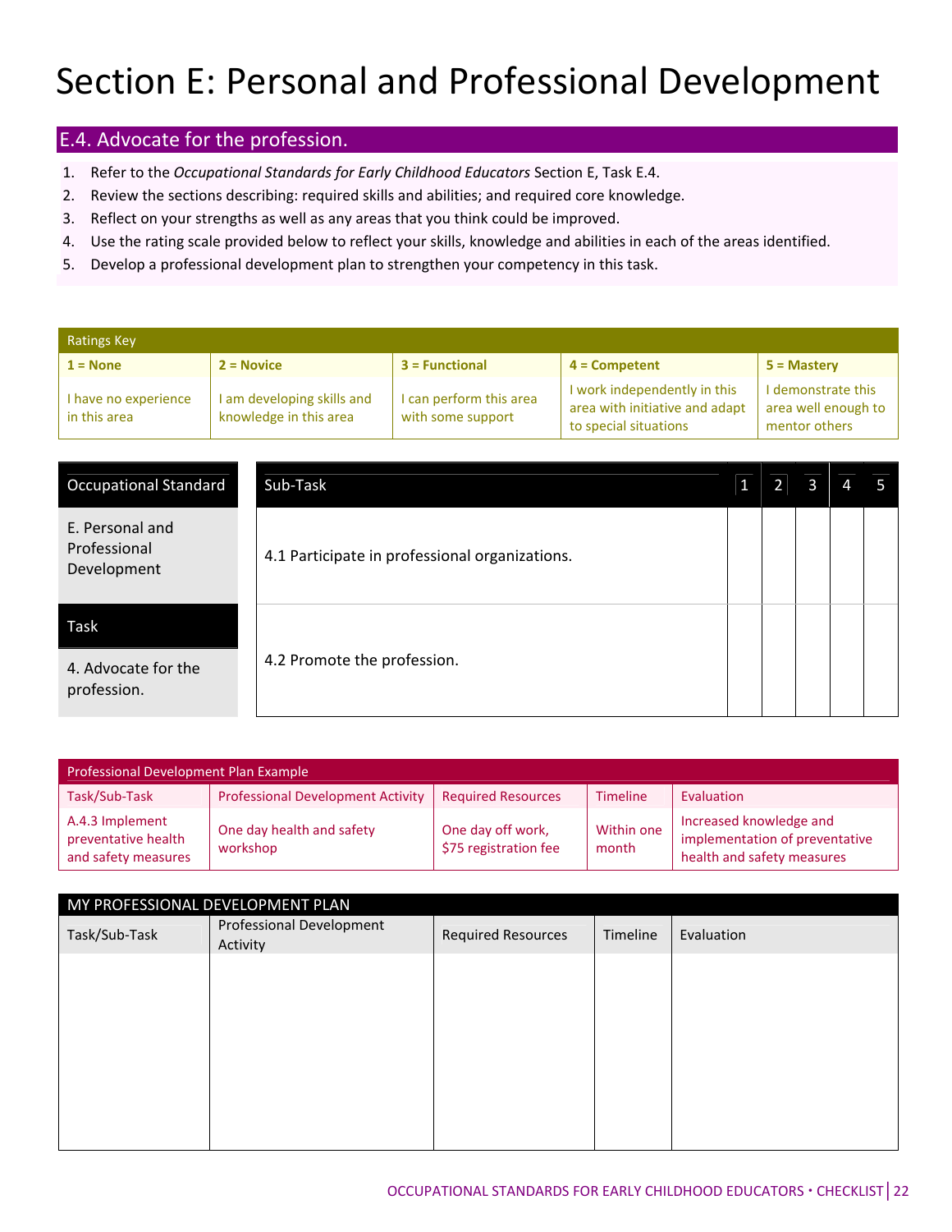# Section E: Personal and Professional Development

## E.4. Advocate for the profession.

1. Refer to the *Occupational Standards for Early Childhood Educators* Section E, Task E.4.
2. Review the sections describing: required skills and abilities; and required core knowledge.
3. Reflect on your strengths as well as any areas that you think could be improved.
4. Use the rating scale provided below to reflect your skills, knowledge and abilities in each of the areas identified.
5. Develop a professional development plan to strengthen your competency in this task.

| Ratings Key | | | | |
|---|---|---|---|---|
| **1 = None** | **2 = Novice** | **3 = Functional** | **4 = Competent** | **5 = Mastery** |
| I have no experience in this area | I am developing skills and knowledge in this area | I can perform this area with some support | I work independently in this area with initiative and adapt to special situations | I demonstrate this area well enough to mentor others |

| Occupational Standard | Sub-Task | 1 | 2 | 3 | 4 | 5 |
|---|---|---|---|---|---|---|
| E. Personal and Professional Development | 4.1 Participate in professional organizations. | | | | | |
| **Task**<br>4. Advocate for the profession. | 4.2 Promote the profession. | | | | | |

| Professional Development Plan Example | | | | |
|---|---|---|---|---|
| Task/Sub-Task | Professional Development Activity | Required Resources | Timeline | Evaluation |
| A.4.3 Implement preventative health and safety measures | One day health and safety workshop | One day off work, $75 registration fee | Within one month | Increased knowledge and implementation of preventative health and safety measures |

| MY PROFESSIONAL DEVELOPMENT PLAN | | | | |
|---|---|---|---|---|
| Task/Sub-Task | Professional Development Activity | Required Resources | Timeline | Evaluation |
| | | | | |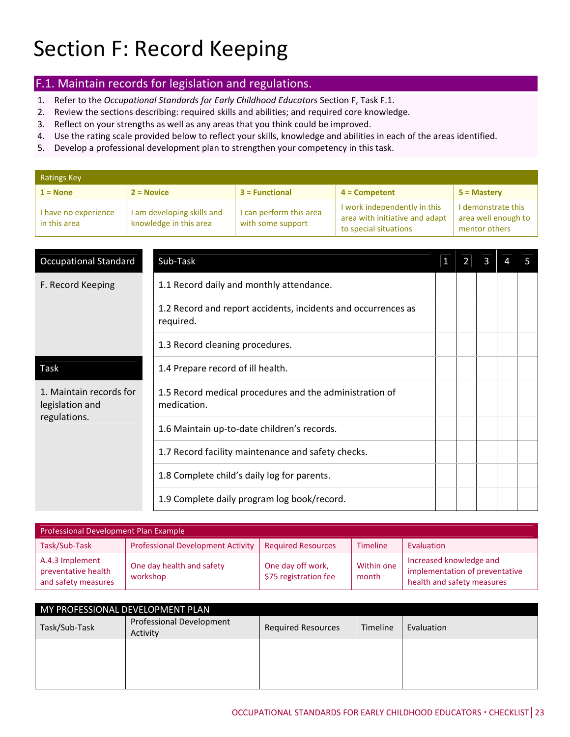# Section F: Record Keeping

## F.1. Maintain records for legislation and regulations.

1. Refer to the *Occupational Standards for Early Childhood Educators* Section F, Task F.1.
2. Review the sections describing: required skills and abilities; and required core knowledge.
3. Reflect on your strengths as well as any areas that you think could be improved.
4. Use the rating scale provided below to reflect your skills, knowledge and abilities in each of the areas identified.
5. Develop a professional development plan to strengthen your competency in this task.

| Ratings Key | | | | |
|---|---|---|---|---|
| **1 = None** | **2 = Novice** | **3 = Functional** | **4 = Competent** | **5 = Mastery** |
| I have no experience in this area | I am developing skills and knowledge in this area | I can perform this area with some support | I work independently in this area with initiative and adapt to special situations | I demonstrate this area well enough to mentor others |

| Occupational Standard | Sub-Task | 1 | 2 | 3 | 4 | 5 |
|---|---|---|---|---|---|---|
| F. Record Keeping | 1.1 Record daily and monthly attendance. | | | | | |
| | 1.2 Record and report accidents, incidents and occurrences as required. | | | | | |
| | 1.3 Record cleaning procedures. | | | | | |
| **Task** | 1.4 Prepare record of ill health. | | | | | |
| 1. Maintain records for legislation and regulations. | 1.5 Record medical procedures and the administration of medication. | | | | | |
| | 1.6 Maintain up-to-date children's records. | | | | | |
| | 1.7 Record facility maintenance and safety checks. | | | | | |
| | 1.8 Complete child's daily log for parents. | | | | | |
| | 1.9 Complete daily program log book/record. | | | | | |

| Professional Development Plan Example | | | | |
|---|---|---|---|---|
| Task/Sub-Task | Professional Development Activity | Required Resources | Timeline | Evaluation |
| A.4.3 Implement preventative health and safety measures | One day health and safety workshop | One day off work, $75 registration fee | Within one month | Increased knowledge and implementation of preventative health and safety measures |

| MY PROFESSIONAL DEVELOPMENT PLAN | | | | |
|---|---|---|---|---|
| Task/Sub-Task | Professional Development Activity | Required Resources | Timeline | Evaluation |
| | | | | |